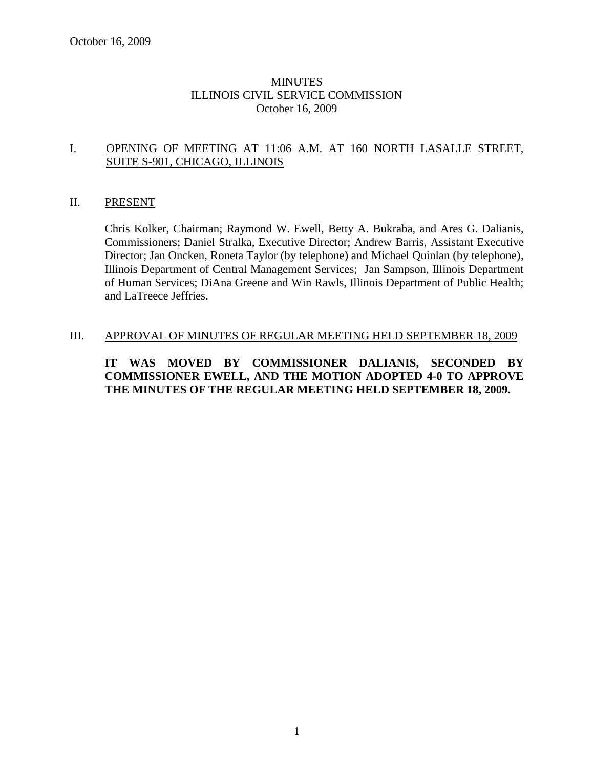# MINUTES
# ILLINOIS CIVIL SERVICE COMMISSION
# October 16, 2009

## I. OPENING OF MEETING AT 11:06 A.M. AT 160 NORTH LASALLE STREET, SUITE S-901, CHICAGO, ILLINOIS

## II. PRESENT

Chris Kolker, Chairman; Raymond W. Ewell, Betty A. Bukraba, and Ares G. Dalianis, Commissioners; Daniel Stralka, Executive Director; Andrew Barris, Assistant Executive Director; Jan Oncken, Roneta Taylor (by telephone) and Michael Quinlan (by telephone), Illinois Department of Central Management Services; Jan Sampson, Illinois Department of Human Services; DiAna Greene and Win Rawls, Illinois Department of Public Health; and LaTreece Jeffries.

## III. APPROVAL OF MINUTES OF REGULAR MEETING HELD SEPTEMBER 18, 2009

**IT WAS MOVED BY COMMISSIONER DALIANIS, SECONDED BY COMMISSIONER EWELL, AND THE MOTION ADOPTED 4-0 TO APPROVE THE MINUTES OF THE REGULAR MEETING HELD SEPTEMBER 18, 2009.**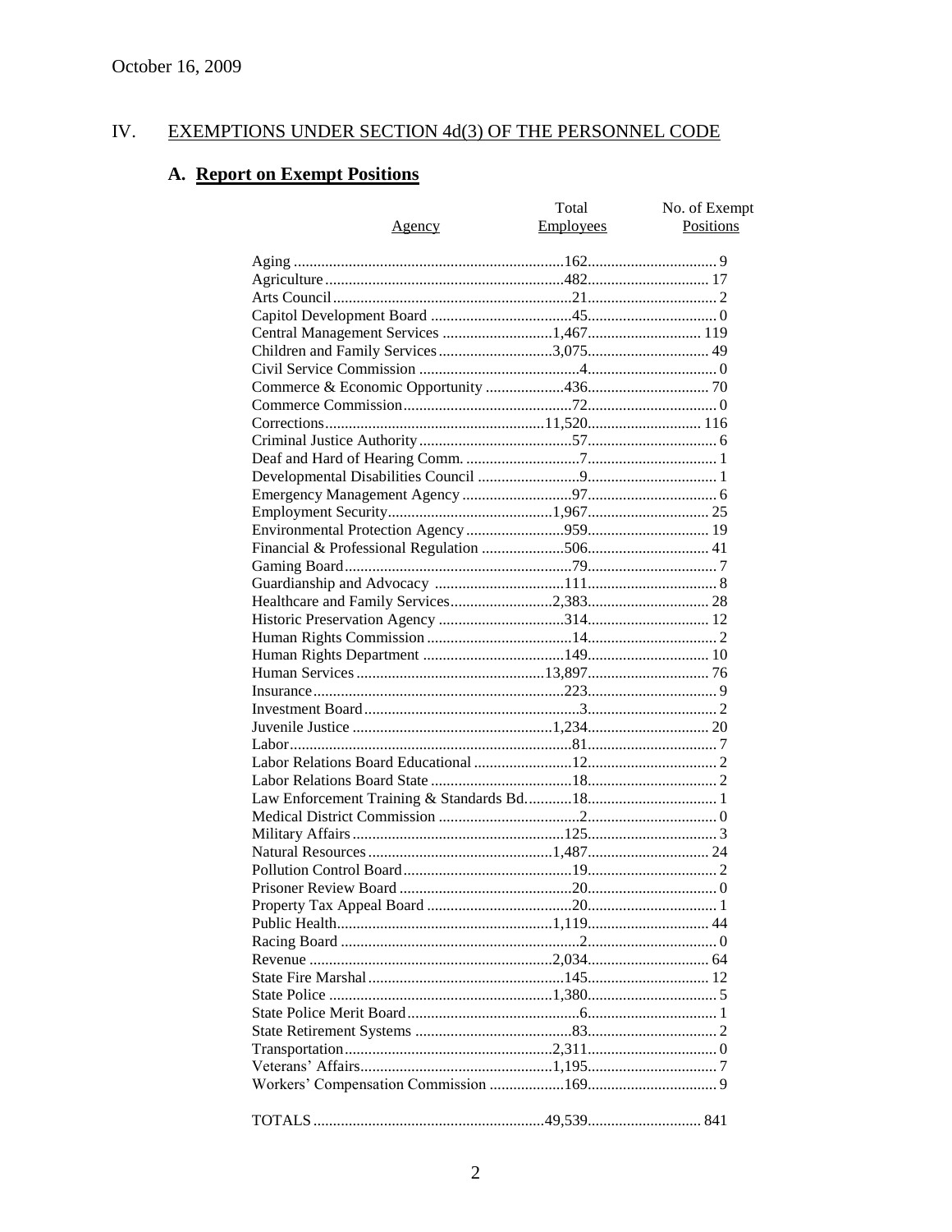October 16, 2009

## IV. EXEMPTIONS UNDER SECTION 4d(3) OF THE PERSONNEL CODE

### A. Report on Exempt Positions

| Agency | Total Employees | No. of Exempt Positions |
|---|---|---|
| Aging | 162 | 9 |
| Agriculture | 482 | 17 |
| Arts Council | 21 | 2 |
| Capitol Development Board | 45 | 0 |
| Central Management Services | 1,467 | 119 |
| Children and Family Services | 3,075 | 49 |
| Civil Service Commission | 4 | 0 |
| Commerce & Economic Opportunity | 436 | 70 |
| Commerce Commission | 72 | 0 |
| Corrections | 11,520 | 116 |
| Criminal Justice Authority | 57 | 6 |
| Deaf and Hard of Hearing Comm. | 7 | 1 |
| Developmental Disabilities Council | 9 | 1 |
| Emergency Management Agency | 97 | 6 |
| Employment Security | 1,967 | 25 |
| Environmental Protection Agency | 959 | 19 |
| Financial & Professional Regulation | 506 | 41 |
| Gaming Board | 79 | 7 |
| Guardianship and Advocacy | 111 | 8 |
| Healthcare and Family Services | 2,383 | 28 |
| Historic Preservation Agency | 314 | 12 |
| Human Rights Commission | 14 | 2 |
| Human Rights Department | 149 | 10 |
| Human Services | 13,897 | 76 |
| Insurance | 223 | 9 |
| Investment Board | 3 | 2 |
| Juvenile Justice | 1,234 | 20 |
| Labor | 81 | 7 |
| Labor Relations Board Educational | 12 | 2 |
| Labor Relations Board State | 18 | 2 |
| Law Enforcement Training & Standards Bd. | 18 | 1 |
| Medical District Commission | 2 | 0 |
| Military Affairs | 125 | 3 |
| Natural Resources | 1,487 | 24 |
| Pollution Control Board | 19 | 2 |
| Prisoner Review Board | 20 | 0 |
| Property Tax Appeal Board | 20 | 1 |
| Public Health | 1,119 | 44 |
| Racing Board | 2 | 0 |
| Revenue | 2,034 | 64 |
| State Fire Marshal | 145 | 12 |
| State Police | 1,380 | 5 |
| State Police Merit Board | 6 | 1 |
| State Retirement Systems | 83 | 2 |
| Transportation | 2,311 | 0 |
| Veterans' Affairs | 1,195 | 7 |
| Workers' Compensation Commission | 169 | 9 |
| TOTALS | 49,539 | 841 |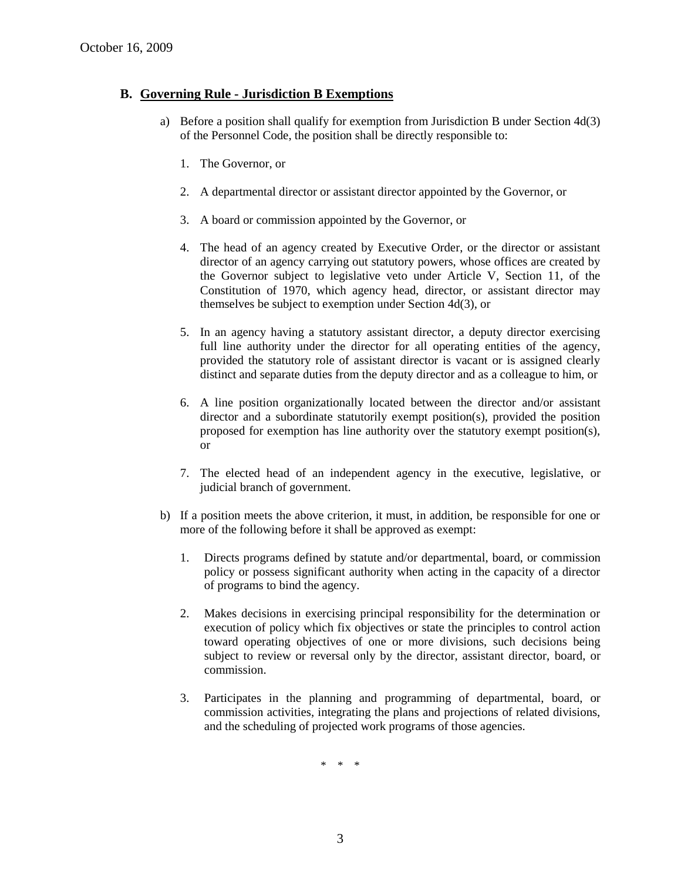## B. Governing Rule - Jurisdiction B Exemptions

a) Before a position shall qualify for exemption from Jurisdiction B under Section 4d(3) of the Personnel Code, the position shall be directly responsible to:

1. The Governor, or

2. A departmental director or assistant director appointed by the Governor, or

3. A board or commission appointed by the Governor, or

4. The head of an agency created by Executive Order, or the director or assistant director of an agency carrying out statutory powers, whose offices are created by the Governor subject to legislative veto under Article V, Section 11, of the Constitution of 1970, which agency head, director, or assistant director may themselves be subject to exemption under Section 4d(3), or

5. In an agency having a statutory assistant director, a deputy director exercising full line authority under the director for all operating entities of the agency, provided the statutory role of assistant director is vacant or is assigned clearly distinct and separate duties from the deputy director and as a colleague to him, or

6. A line position organizationally located between the director and/or assistant director and a subordinate statutorily exempt position(s), provided the position proposed for exemption has line authority over the statutory exempt position(s), or

7. The elected head of an independent agency in the executive, legislative, or judicial branch of government.

b) If a position meets the above criterion, it must, in addition, be responsible for one or more of the following before it shall be approved as exempt:

1. Directs programs defined by statute and/or departmental, board, or commission policy or possess significant authority when acting in the capacity of a director of programs to bind the agency.

2. Makes decisions in exercising principal responsibility for the determination or execution of policy which fix objectives or state the principles to control action toward operating objectives of one or more divisions, such decisions being subject to review or reversal only by the director, assistant director, board, or commission.

3. Participates in the planning and programming of departmental, board, or commission activities, integrating the plans and projections of related divisions, and the scheduling of projected work programs of those agencies.

\* \* \*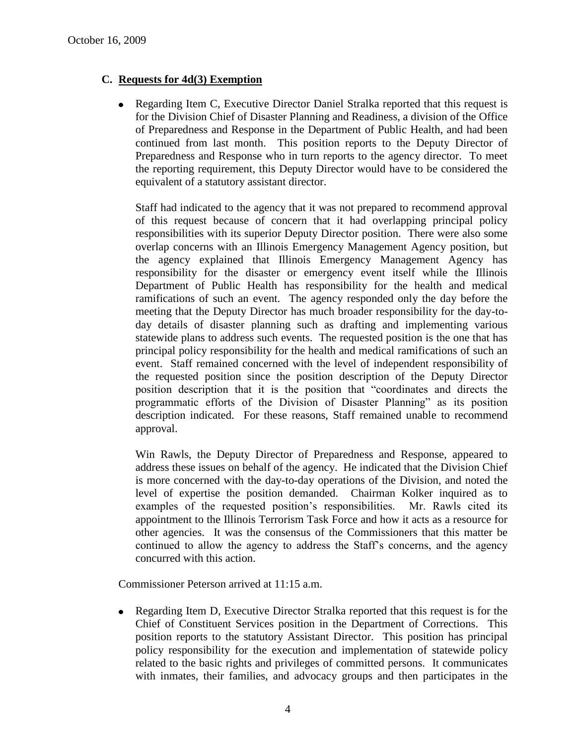## C. Requests for 4d(3) Exemption

- Regarding Item C, Executive Director Daniel Stralka reported that this request is for the Division Chief of Disaster Planning and Readiness, a division of the Office of Preparedness and Response in the Department of Public Health, and had been continued from last month. This position reports to the Deputy Director of Preparedness and Response who in turn reports to the agency director. To meet the reporting requirement, this Deputy Director would have to be considered the equivalent of a statutory assistant director.

  Staff had indicated to the agency that it was not prepared to recommend approval of this request because of concern that it had overlapping principal policy responsibilities with its superior Deputy Director position. There were also some overlap concerns with an Illinois Emergency Management Agency position, but the agency explained that Illinois Emergency Management Agency has responsibility for the disaster or emergency event itself while the Illinois Department of Public Health has responsibility for the health and medical ramifications of such an event. The agency responded only the day before the meeting that the Deputy Director has much broader responsibility for the day-to-day details of disaster planning such as drafting and implementing various statewide plans to address such events. The requested position is the one that has principal policy responsibility for the health and medical ramifications of such an event. Staff remained concerned with the level of independent responsibility of the requested position since the position description of the Deputy Director position description that it is the position that "coordinates and directs the programmatic efforts of the Division of Disaster Planning" as its position description indicated. For these reasons, Staff remained unable to recommend approval.

  Win Rawls, the Deputy Director of Preparedness and Response, appeared to address these issues on behalf of the agency. He indicated that the Division Chief is more concerned with the day-to-day operations of the Division, and noted the level of expertise the position demanded. Chairman Kolker inquired as to examples of the requested position's responsibilities. Mr. Rawls cited its appointment to the Illinois Terrorism Task Force and how it acts as a resource for other agencies. It was the consensus of the Commissioners that this matter be continued to allow the agency to address the Staff's concerns, and the agency concurred with this action.

Commissioner Peterson arrived at 11:15 a.m.

- Regarding Item D, Executive Director Stralka reported that this request is for the Chief of Constituent Services position in the Department of Corrections. This position reports to the statutory Assistant Director. This position has principal policy responsibility for the execution and implementation of statewide policy related to the basic rights and privileges of committed persons. It communicates with inmates, their families, and advocacy groups and then participates in the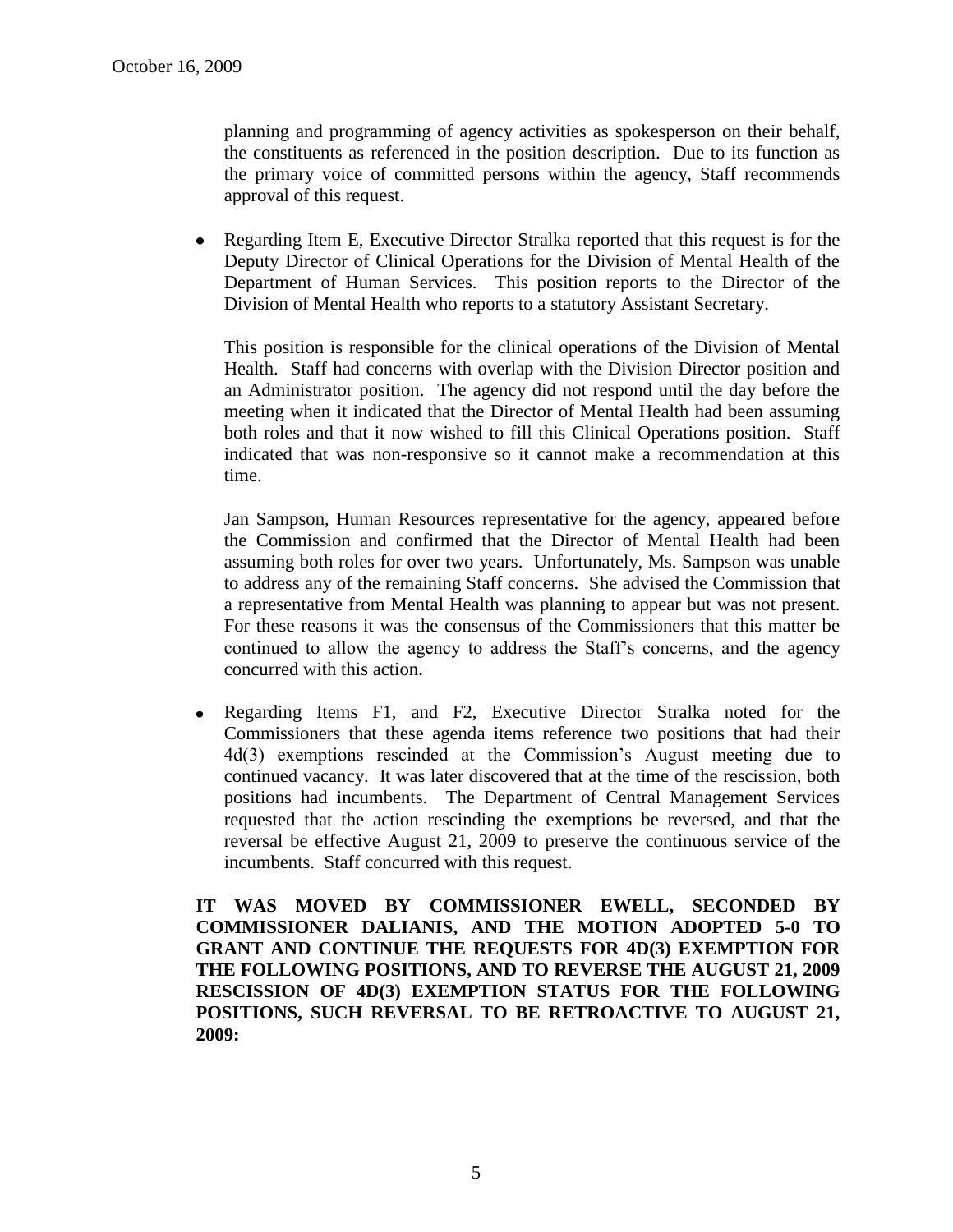planning and programming of agency activities as spokesperson on their behalf, the constituents as referenced in the position description. Due to its function as the primary voice of committed persons within the agency, Staff recommends approval of this request.

- Regarding Item E, Executive Director Stralka reported that this request is for the Deputy Director of Clinical Operations for the Division of Mental Health of the Department of Human Services. This position reports to the Director of the Division of Mental Health who reports to a statutory Assistant Secretary.

  This position is responsible for the clinical operations of the Division of Mental Health. Staff had concerns with overlap with the Division Director position and an Administrator position. The agency did not respond until the day before the meeting when it indicated that the Director of Mental Health had been assuming both roles and that it now wished to fill this Clinical Operations position. Staff indicated that was non-responsive so it cannot make a recommendation at this time.

  Jan Sampson, Human Resources representative for the agency, appeared before the Commission and confirmed that the Director of Mental Health had been assuming both roles for over two years. Unfortunately, Ms. Sampson was unable to address any of the remaining Staff concerns. She advised the Commission that a representative from Mental Health was planning to appear but was not present. For these reasons it was the consensus of the Commissioners that this matter be continued to allow the agency to address the Staff's concerns, and the agency concurred with this action.

- Regarding Items F1, and F2, Executive Director Stralka noted for the Commissioners that these agenda items reference two positions that had their 4d(3) exemptions rescinded at the Commission's August meeting due to continued vacancy. It was later discovered that at the time of the rescission, both positions had incumbents. The Department of Central Management Services requested that the action rescinding the exemptions be reversed, and that the reversal be effective August 21, 2009 to preserve the continuous service of the incumbents. Staff concurred with this request.

**IT WAS MOVED BY COMMISSIONER EWELL, SECONDED BY COMMISSIONER DALIANIS, AND THE MOTION ADOPTED 5-0 TO GRANT AND CONTINUE THE REQUESTS FOR 4D(3) EXEMPTION FOR THE FOLLOWING POSITIONS, AND TO REVERSE THE AUGUST 21, 2009 RESCISSION OF 4D(3) EXEMPTION STATUS FOR THE FOLLOWING POSITIONS, SUCH REVERSAL TO BE RETROACTIVE TO AUGUST 21, 2009:**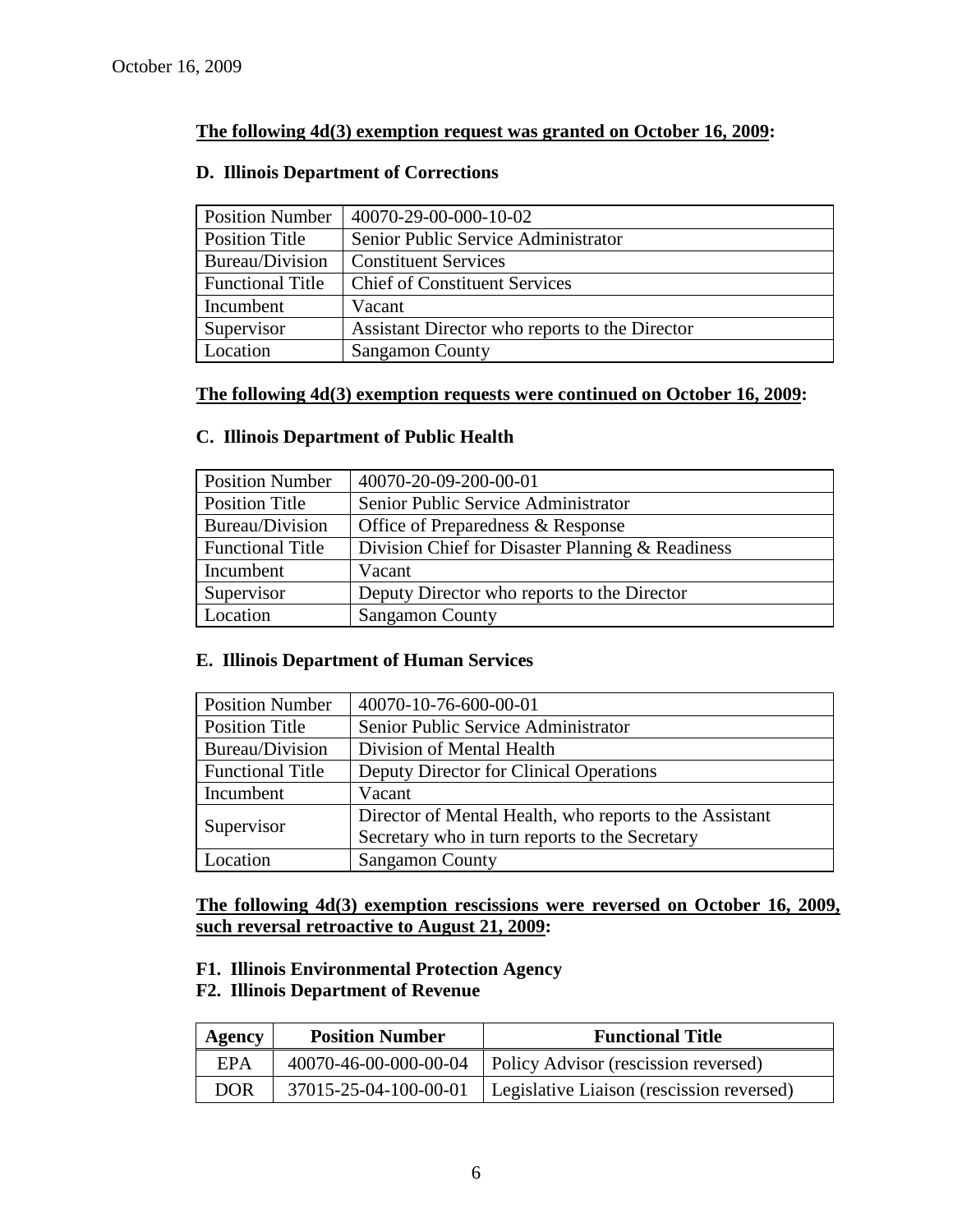October 16, 2009

**The following 4d(3) exemption request was granted on October 16, 2009:**

**D. Illinois Department of Corrections**

| Position Number | 40070-29-00-000-10-02 |
|---|---|
| Position Title | Senior Public Service Administrator |
| Bureau/Division | Constituent Services |
| Functional Title | Chief of Constituent Services |
| Incumbent | Vacant |
| Supervisor | Assistant Director who reports to the Director |
| Location | Sangamon County |

**The following 4d(3) exemption requests were continued on October 16, 2009:**

**C. Illinois Department of Public Health**

| Position Number | 40070-20-09-200-00-01 |
|---|---|
| Position Title | Senior Public Service Administrator |
| Bureau/Division | Office of Preparedness & Response |
| Functional Title | Division Chief for Disaster Planning & Readiness |
| Incumbent | Vacant |
| Supervisor | Deputy Director who reports to the Director |
| Location | Sangamon County |

**E. Illinois Department of Human Services**

| Position Number | 40070-10-76-600-00-01 |
|---|---|
| Position Title | Senior Public Service Administrator |
| Bureau/Division | Division of Mental Health |
| Functional Title | Deputy Director for Clinical Operations |
| Incumbent | Vacant |
| Supervisor | Director of Mental Health, who reports to the Assistant Secretary who in turn reports to the Secretary |
| Location | Sangamon County |

**The following 4d(3) exemption rescissions were reversed on October 16, 2009, such reversal retroactive to August 21, 2009:**

**F1. Illinois Environmental Protection Agency**
**F2. Illinois Department of Revenue**

| Agency | Position Number | Functional Title |
|---|---|---|
| EPA | 40070-46-00-000-00-04 | Policy Advisor (rescission reversed) |
| DOR | 37015-25-04-100-00-01 | Legislative Liaison (rescission reversed) |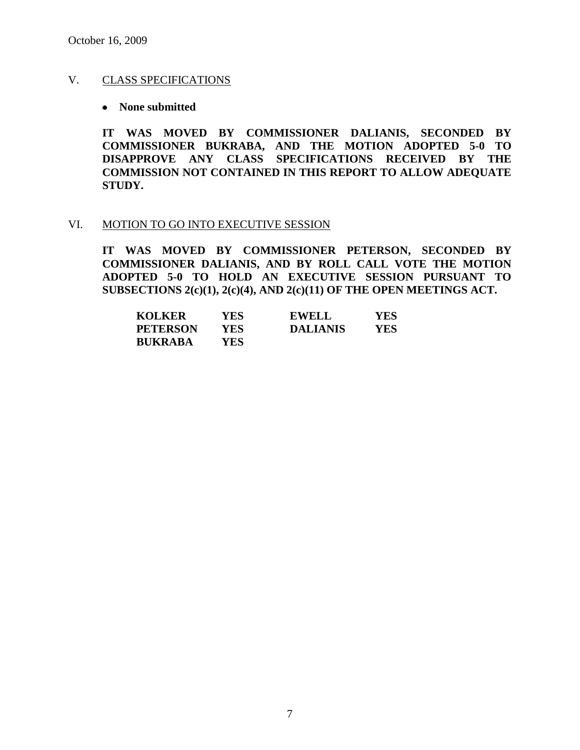## V. CLASS SPECIFICATIONS

- **None submitted**

**IT WAS MOVED BY COMMISSIONER DALIANIS, SECONDED BY COMMISSIONER BUKRABA, AND THE MOTION ADOPTED 5-0 TO DISAPPROVE ANY CLASS SPECIFICATIONS RECEIVED BY THE COMMISSION NOT CONTAINED IN THIS REPORT TO ALLOW ADEQUATE STUDY.**

## VI. MOTION TO GO INTO EXECUTIVE SESSION

**IT WAS MOVED BY COMMISSIONER PETERSON, SECONDED BY COMMISSIONER DALIANIS, AND BY ROLL CALL VOTE THE MOTION ADOPTED 5-0 TO HOLD AN EXECUTIVE SESSION PURSUANT TO SUBSECTIONS 2(c)(1), 2(c)(4), AND 2(c)(11) OF THE OPEN MEETINGS ACT.**

| | | | |
|---|---|---|---|
| **KOLKER** | **YES** | **EWELL** | **YES** |
| **PETERSON** | **YES** | **DALIANIS** | **YES** |
| **BUKRABA** | **YES** | | |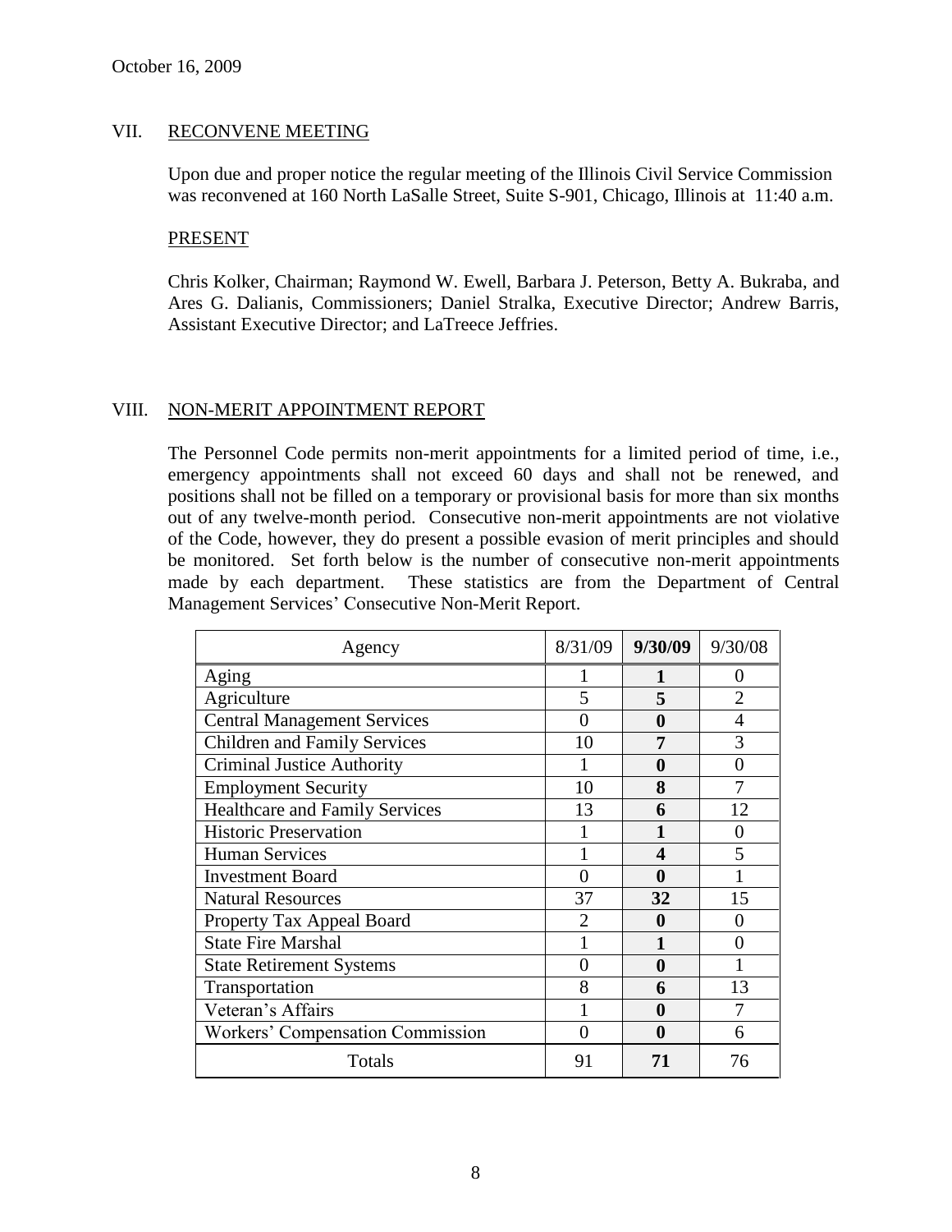October 16, 2009

## VII. RECONVENE MEETING

Upon due and proper notice the regular meeting of the Illinois Civil Service Commission was reconvened at 160 North LaSalle Street, Suite S-901, Chicago, Illinois at 11:40 a.m.

PRESENT

Chris Kolker, Chairman; Raymond W. Ewell, Barbara J. Peterson, Betty A. Bukraba, and Ares G. Dalianis, Commissioners; Daniel Stralka, Executive Director; Andrew Barris, Assistant Executive Director; and LaTreece Jeffries.

## VIII. NON-MERIT APPOINTMENT REPORT

The Personnel Code permits non-merit appointments for a limited period of time, i.e., emergency appointments shall not exceed 60 days and shall not be renewed, and positions shall not be filled on a temporary or provisional basis for more than six months out of any twelve-month period. Consecutive non-merit appointments are not violative of the Code, however, they do present a possible evasion of merit principles and should be monitored. Set forth below is the number of consecutive non-merit appointments made by each department. These statistics are from the Department of Central Management Services' Consecutive Non-Merit Report.

| Agency | 8/31/09 | **9/30/09** | 9/30/08 |
|---|---|---|---|
| Aging | 1 | **1** | 0 |
| Agriculture | 5 | **5** | 2 |
| Central Management Services | 0 | **0** | 4 |
| Children and Family Services | 10 | **7** | 3 |
| Criminal Justice Authority | 1 | **0** | 0 |
| Employment Security | 10 | **8** | 7 |
| Healthcare and Family Services | 13 | **6** | 12 |
| Historic Preservation | 1 | **1** | 0 |
| Human Services | 1 | **4** | 5 |
| Investment Board | 0 | **0** | 1 |
| Natural Resources | 37 | **32** | 15 |
| Property Tax Appeal Board | 2 | **0** | 0 |
| State Fire Marshal | 1 | **1** | 0 |
| State Retirement Systems | 0 | **0** | 1 |
| Transportation | 8 | **6** | 13 |
| Veteran's Affairs | 1 | **0** | 7 |
| Workers' Compensation Commission | 0 | **0** | 6 |
| Totals | 91 | **71** | 76 |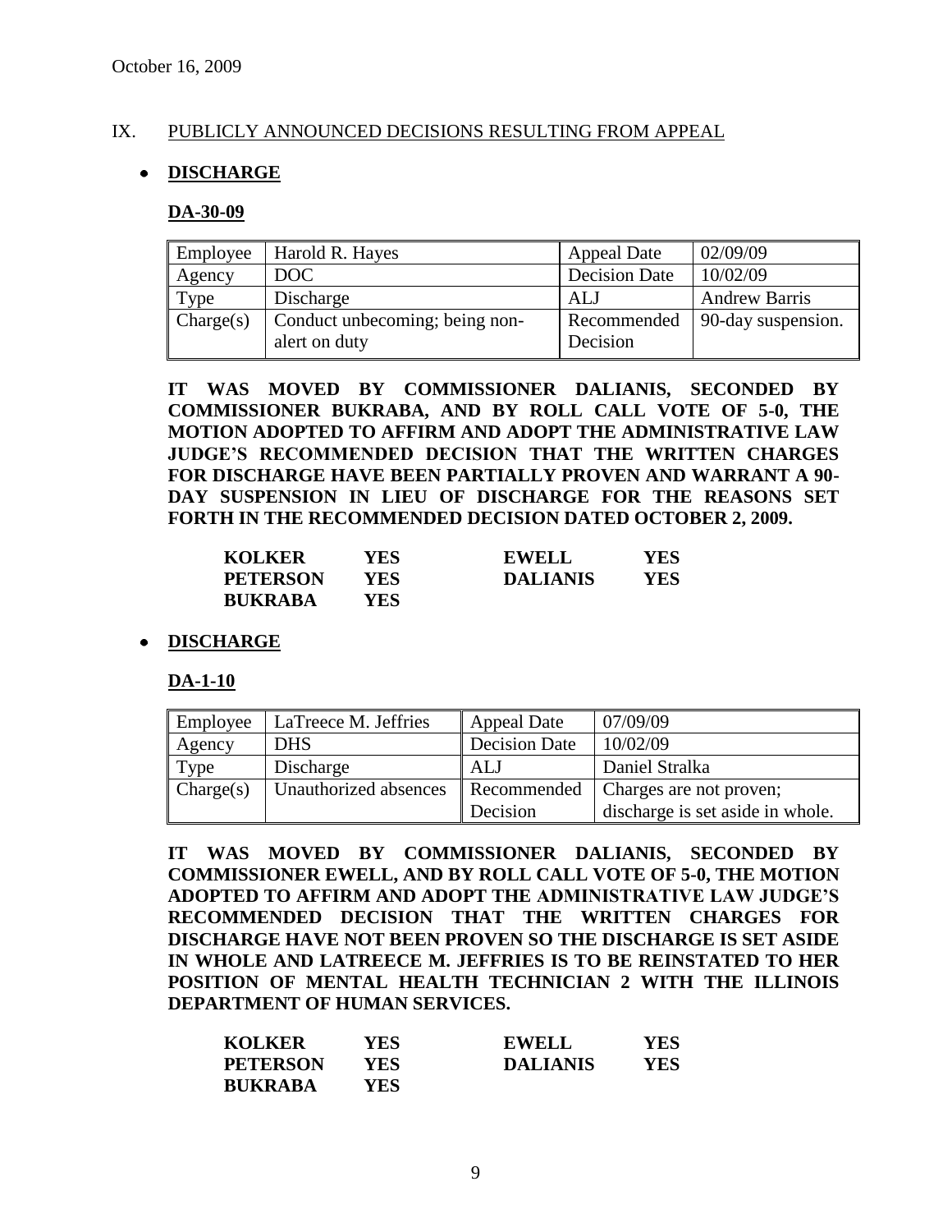October 16, 2009

## IX. PUBLICLY ANNOUNCED DECISIONS RESULTING FROM APPEAL

- **DISCHARGE**

**DA-30-09**

| Employee | Harold R. Hayes | Appeal Date | 02/09/09 |
|---|---|---|---|
| Agency | DOC | Decision Date | 10/02/09 |
| Type | Discharge | ALJ | Andrew Barris |
| Charge(s) | Conduct unbecoming; being non-alert on duty | Recommended Decision | 90-day suspension. |

**IT WAS MOVED BY COMMISSIONER DALIANIS, SECONDED BY COMMISSIONER BUKRABA, AND BY ROLL CALL VOTE OF 5-0, THE MOTION ADOPTED TO AFFIRM AND ADOPT THE ADMINISTRATIVE LAW JUDGE'S RECOMMENDED DECISION THAT THE WRITTEN CHARGES FOR DISCHARGE HAVE BEEN PARTIALLY PROVEN AND WARRANT A 90-DAY SUSPENSION IN LIEU OF DISCHARGE FOR THE REASONS SET FORTH IN THE RECOMMENDED DECISION DATED OCTOBER 2, 2009.**

| | | | |
|---|---|---|---|
| **KOLKER** | **YES** | **EWELL** | **YES** |
| **PETERSON** | **YES** | **DALIANIS** | **YES** |
| **BUKRABA** | **YES** | | |

- **DISCHARGE**

**DA-1-10**

| Employee | LaTreece M. Jeffries | Appeal Date | 07/09/09 |
|---|---|---|---|
| Agency | DHS | Decision Date | 10/02/09 |
| Type | Discharge | ALJ | Daniel Stralka |
| Charge(s) | Unauthorized absences | Recommended Decision | Charges are not proven; discharge is set aside in whole. |

**IT WAS MOVED BY COMMISSIONER DALIANIS, SECONDED BY COMMISSIONER EWELL, AND BY ROLL CALL VOTE OF 5-0, THE MOTION ADOPTED TO AFFIRM AND ADOPT THE ADMINISTRATIVE LAW JUDGE'S RECOMMENDED DECISION THAT THE WRITTEN CHARGES FOR DISCHARGE HAVE NOT BEEN PROVEN SO THE DISCHARGE IS SET ASIDE IN WHOLE AND LATREECE M. JEFFRIES IS TO BE REINSTATED TO HER POSITION OF MENTAL HEALTH TECHNICIAN 2 WITH THE ILLINOIS DEPARTMENT OF HUMAN SERVICES.**

| | | | |
|---|---|---|---|
| **KOLKER** | **YES** | **EWELL** | **YES** |
| **PETERSON** | **YES** | **DALIANIS** | **YES** |
| **BUKRABA** | **YES** | | |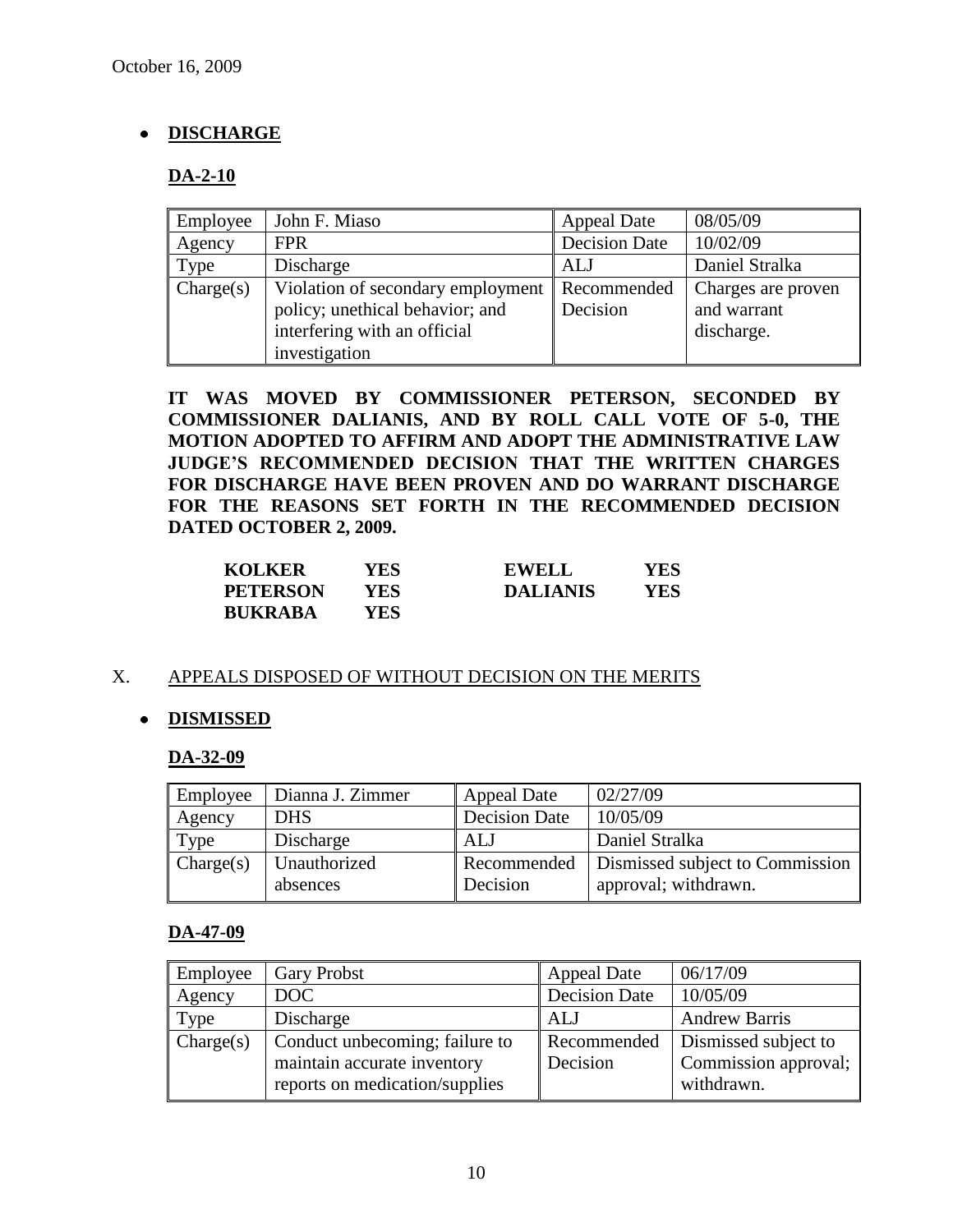October 16, 2009

- **DISCHARGE**

**DA-2-10**

| Employee | John F. Miaso | Appeal Date | 08/05/09 |
|---|---|---|---|
| Agency | FPR | Decision Date | 10/02/09 |
| Type | Discharge | ALJ | Daniel Stralka |
| Charge(s) | Violation of secondary employment policy; unethical behavior; and interfering with an official investigation | Recommended Decision | Charges are proven and warrant discharge. |

**IT WAS MOVED BY COMMISSIONER PETERSON, SECONDED BY COMMISSIONER DALIANIS, AND BY ROLL CALL VOTE OF 5-0, THE MOTION ADOPTED TO AFFIRM AND ADOPT THE ADMINISTRATIVE LAW JUDGE'S RECOMMENDED DECISION THAT THE WRITTEN CHARGES FOR DISCHARGE HAVE BEEN PROVEN AND DO WARRANT DISCHARGE FOR THE REASONS SET FORTH IN THE RECOMMENDED DECISION DATED OCTOBER 2, 2009.**

| | | | |
|---|---|---|---|
| **KOLKER** | **YES** | **EWELL** | **YES** |
| **PETERSON** | **YES** | **DALIANIS** | **YES** |
| **BUKRABA** | **YES** | | |

X. APPEALS DISPOSED OF WITHOUT DECISION ON THE MERITS

- **DISMISSED**

**DA-32-09**

| Employee | Dianna J. Zimmer | Appeal Date | 02/27/09 |
|---|---|---|---|
| Agency | DHS | Decision Date | 10/05/09 |
| Type | Discharge | ALJ | Daniel Stralka |
| Charge(s) | Unauthorized absences | Recommended Decision | Dismissed subject to Commission approval; withdrawn. |

**DA-47-09**

| Employee | Gary Probst | Appeal Date | 06/17/09 |
|---|---|---|---|
| Agency | DOC | Decision Date | 10/05/09 |
| Type | Discharge | ALJ | Andrew Barris |
| Charge(s) | Conduct unbecoming; failure to maintain accurate inventory reports on medication/supplies | Recommended Decision | Dismissed subject to Commission approval; withdrawn. |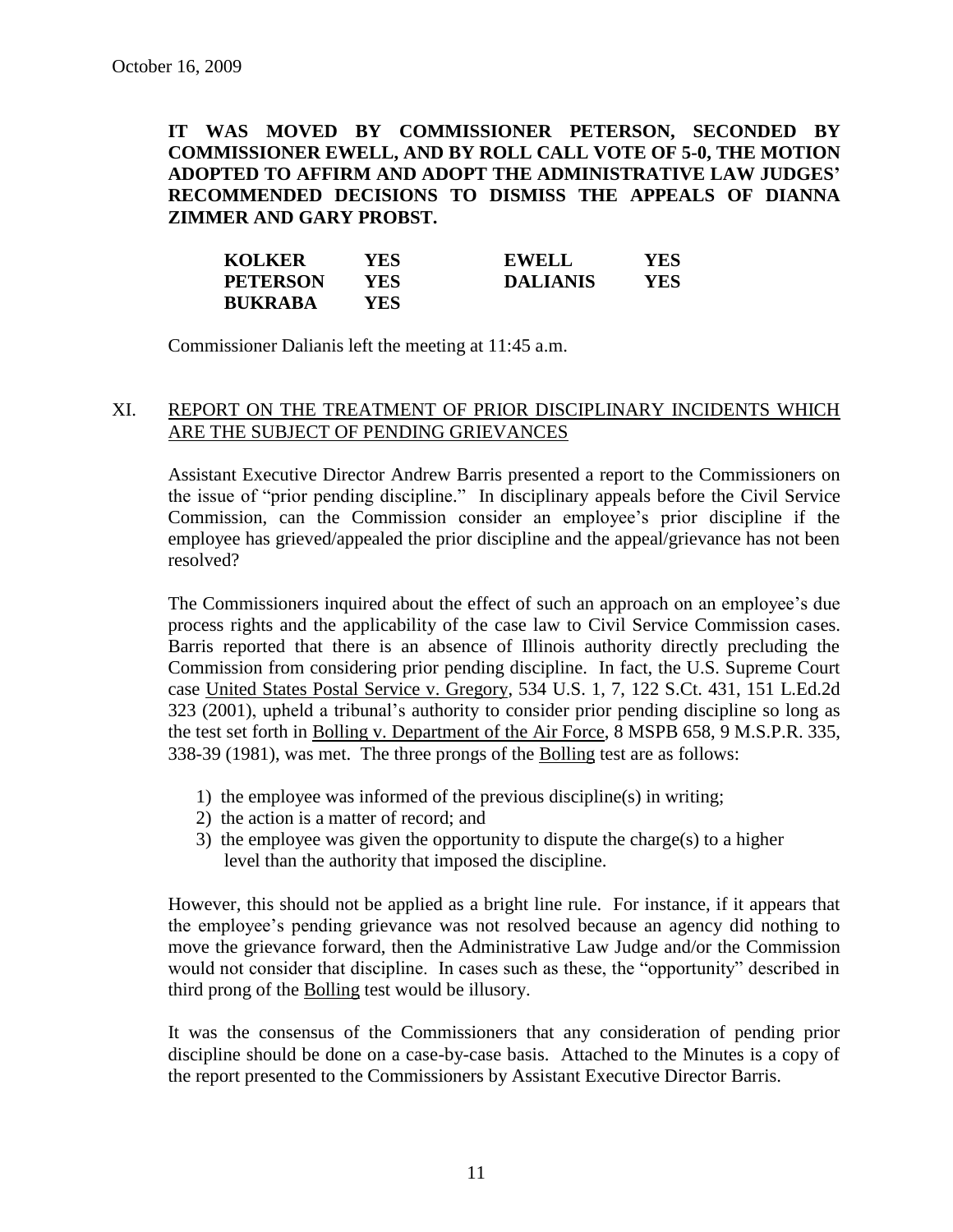October 16, 2009

**IT WAS MOVED BY COMMISSIONER PETERSON, SECONDED BY COMMISSIONER EWELL, AND BY ROLL CALL VOTE OF 5-0, THE MOTION ADOPTED TO AFFIRM AND ADOPT THE ADMINISTRATIVE LAW JUDGES' RECOMMENDED DECISIONS TO DISMISS THE APPEALS OF DIANNA ZIMMER AND GARY PROBST.**

| | | | |
|---|---|---|---|
| **KOLKER** | **YES** | **EWELL** | **YES** |
| **PETERSON** | **YES** | **DALIANIS** | **YES** |
| **BUKRABA** | **YES** | | |

Commissioner Dalianis left the meeting at 11:45 a.m.

## XI. REPORT ON THE TREATMENT OF PRIOR DISCIPLINARY INCIDENTS WHICH ARE THE SUBJECT OF PENDING GRIEVANCES

Assistant Executive Director Andrew Barris presented a report to the Commissioners on the issue of "prior pending discipline." In disciplinary appeals before the Civil Service Commission, can the Commission consider an employee's prior discipline if the employee has grieved/appealed the prior discipline and the appeal/grievance has not been resolved?

The Commissioners inquired about the effect of such an approach on an employee's due process rights and the applicability of the case law to Civil Service Commission cases. Barris reported that there is an absence of Illinois authority directly precluding the Commission from considering prior pending discipline. In fact, the U.S. Supreme Court case United States Postal Service v. Gregory, 534 U.S. 1, 7, 122 S.Ct. 431, 151 L.Ed.2d 323 (2001), upheld a tribunal's authority to consider prior pending discipline so long as the test set forth in Bolling v. Department of the Air Force, 8 MSPB 658, 9 M.S.P.R. 335, 338-39 (1981), was met. The three prongs of the Bolling test are as follows:

1) the employee was informed of the previous discipline(s) in writing;
2) the action is a matter of record; and
3) the employee was given the opportunity to dispute the charge(s) to a higher level than the authority that imposed the discipline.

However, this should not be applied as a bright line rule. For instance, if it appears that the employee's pending grievance was not resolved because an agency did nothing to move the grievance forward, then the Administrative Law Judge and/or the Commission would not consider that discipline. In cases such as these, the "opportunity" described in third prong of the Bolling test would be illusory.

It was the consensus of the Commissioners that any consideration of pending prior discipline should be done on a case-by-case basis. Attached to the Minutes is a copy of the report presented to the Commissioners by Assistant Executive Director Barris.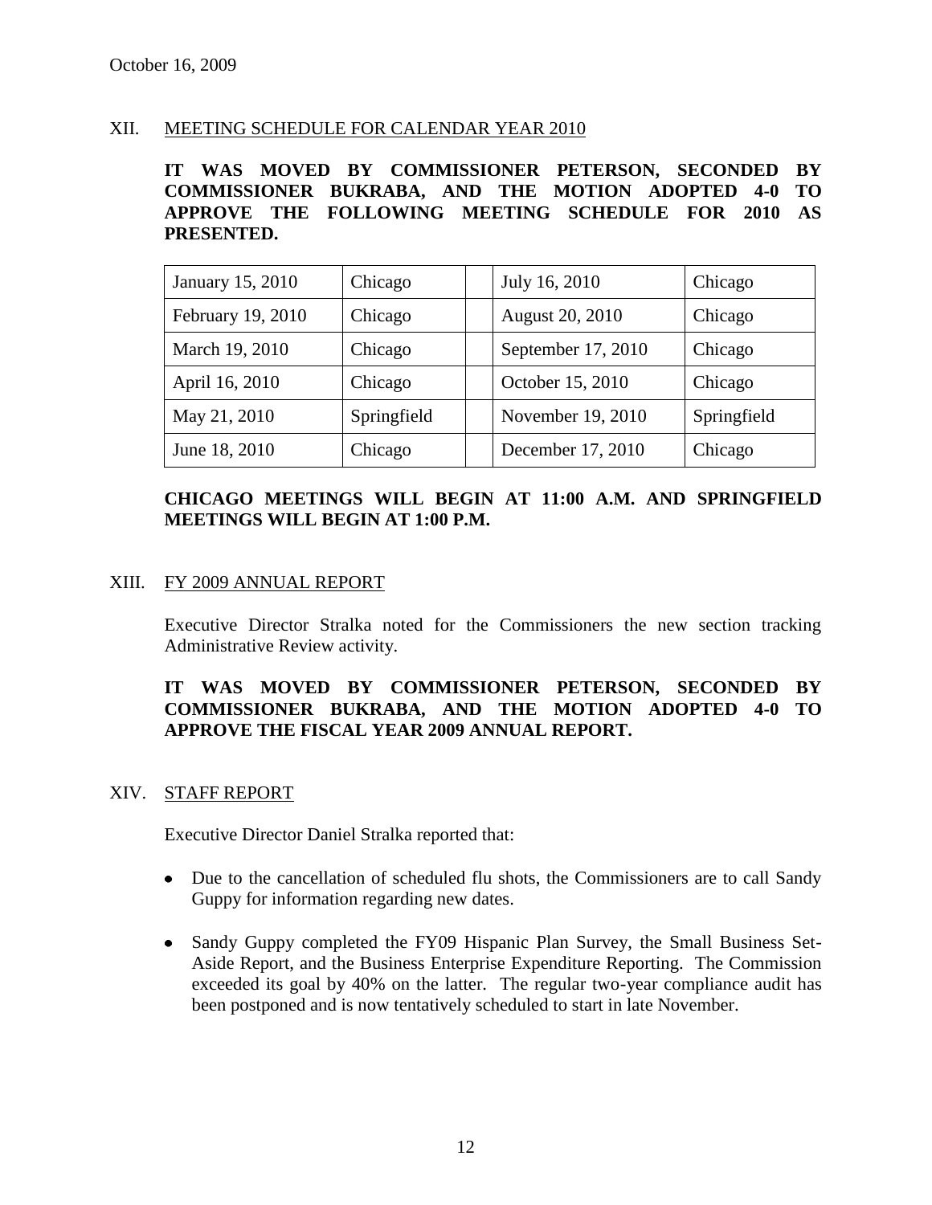## XII. MEETING SCHEDULE FOR CALENDAR YEAR 2010

**IT WAS MOVED BY COMMISSIONER PETERSON, SECONDED BY COMMISSIONER BUKRABA, AND THE MOTION ADOPTED 4-0 TO APPROVE THE FOLLOWING MEETING SCHEDULE FOR 2010 AS PRESENTED.**

| | | | | |
|---|---|---|---|---|
| January 15, 2010 | Chicago | | July 16, 2010 | Chicago |
| February 19, 2010 | Chicago | | August 20, 2010 | Chicago |
| March 19, 2010 | Chicago | | September 17, 2010 | Chicago |
| April 16, 2010 | Chicago | | October 15, 2010 | Chicago |
| May 21, 2010 | Springfield | | November 19, 2010 | Springfield |
| June 18, 2010 | Chicago | | December 17, 2010 | Chicago |

**CHICAGO MEETINGS WILL BEGIN AT 11:00 A.M. AND SPRINGFIELD MEETINGS WILL BEGIN AT 1:00 P.M.**

## XIII. FY 2009 ANNUAL REPORT

Executive Director Stralka noted for the Commissioners the new section tracking Administrative Review activity.

**IT WAS MOVED BY COMMISSIONER PETERSON, SECONDED BY COMMISSIONER BUKRABA, AND THE MOTION ADOPTED 4-0 TO APPROVE THE FISCAL YEAR 2009 ANNUAL REPORT.**

## XIV. STAFF REPORT

Executive Director Daniel Stralka reported that:

- Due to the cancellation of scheduled flu shots, the Commissioners are to call Sandy Guppy for information regarding new dates.
- Sandy Guppy completed the FY09 Hispanic Plan Survey, the Small Business Set-Aside Report, and the Business Enterprise Expenditure Reporting. The Commission exceeded its goal by 40% on the latter. The regular two-year compliance audit has been postponed and is now tentatively scheduled to start in late November.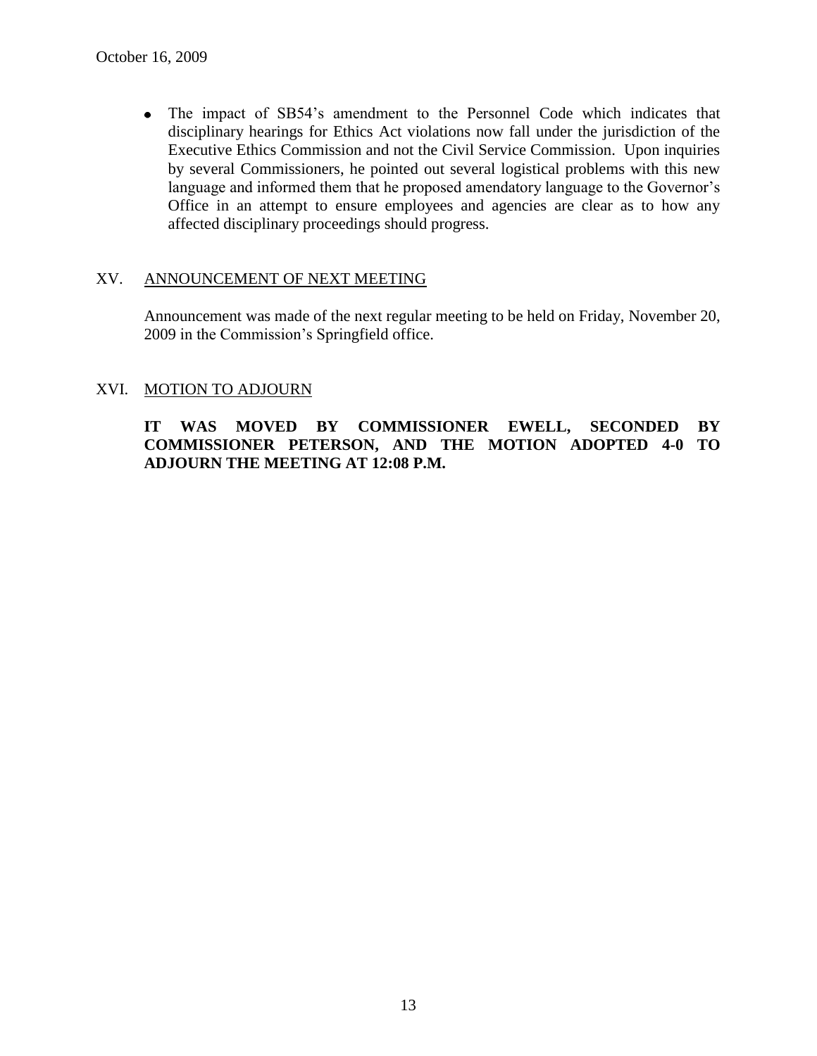- The impact of SB54's amendment to the Personnel Code which indicates that disciplinary hearings for Ethics Act violations now fall under the jurisdiction of the Executive Ethics Commission and not the Civil Service Commission. Upon inquiries by several Commissioners, he pointed out several logistical problems with this new language and informed them that he proposed amendatory language to the Governor's Office in an attempt to ensure employees and agencies are clear as to how any affected disciplinary proceedings should progress.

## XV. ANNOUNCEMENT OF NEXT MEETING

Announcement was made of the next regular meeting to be held on Friday, November 20, 2009 in the Commission's Springfield office.

## XVI. MOTION TO ADJOURN

**IT WAS MOVED BY COMMISSIONER EWELL, SECONDED BY COMMISSIONER PETERSON, AND THE MOTION ADOPTED 4-0 TO ADJOURN THE MEETING AT 12:08 P.M.**